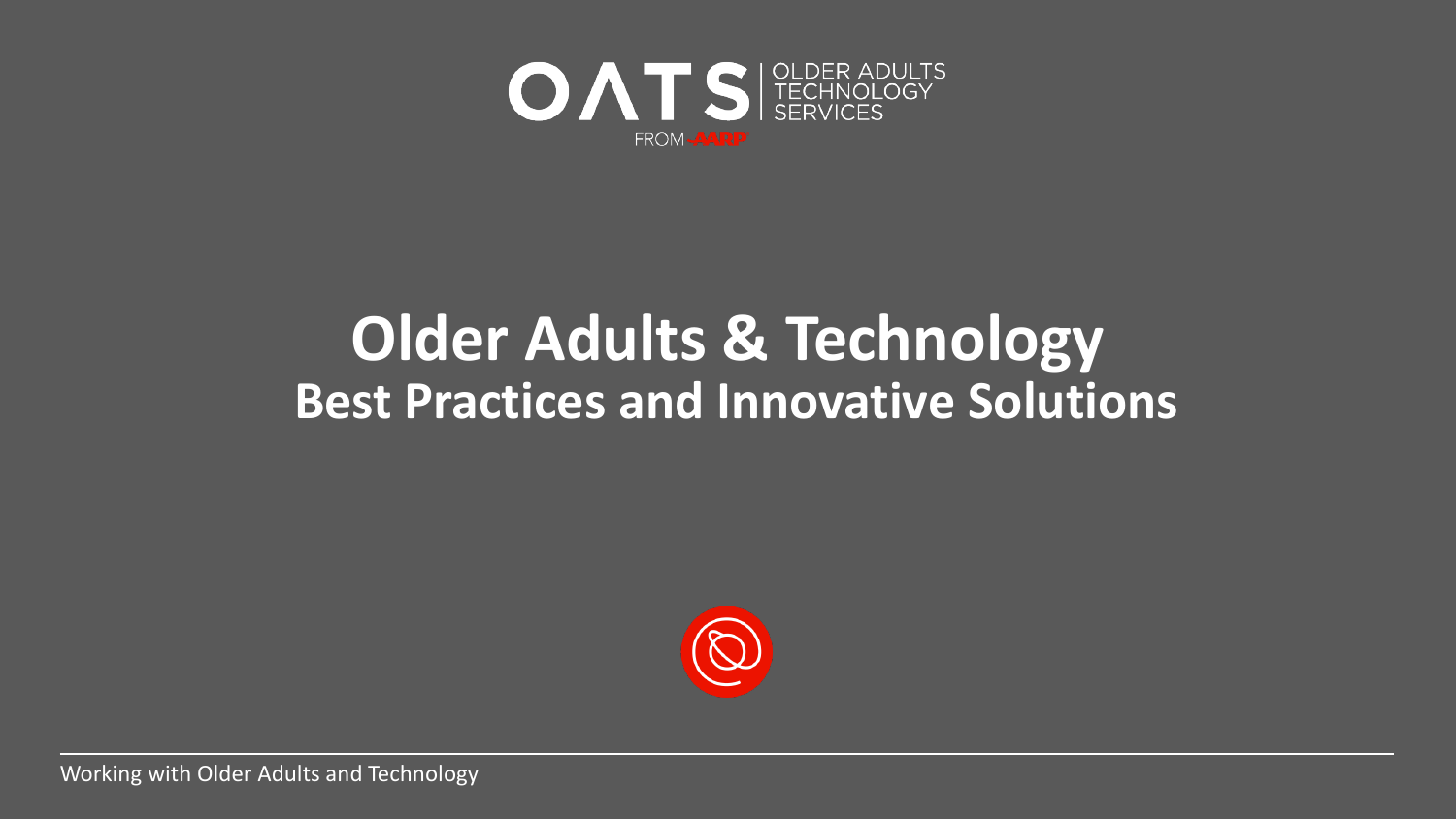OATS | OLDER ADULTS TECHNOLOGY SERVICES

FROM AARP

# Older Adults & Technology

## Best Practices and Innovative Solutions

Working with Older Adults and Technology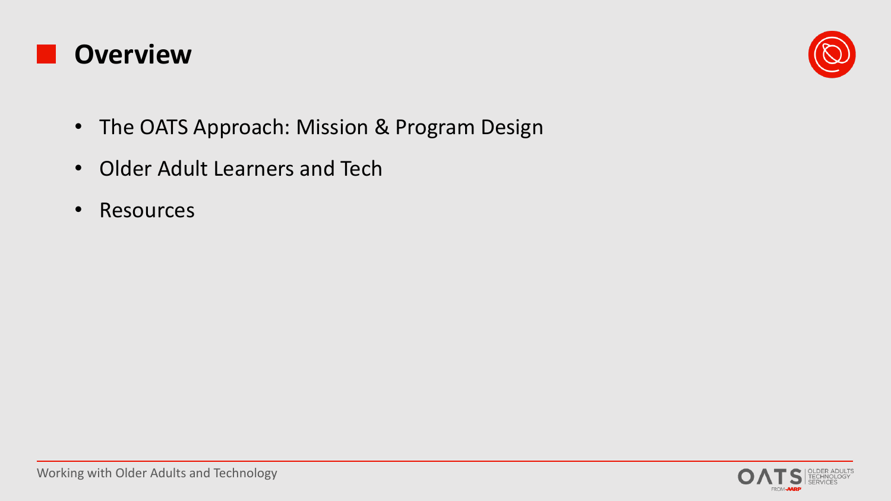# Overview

- The OATS Approach: Mission & Program Design
- Older Adult Learners and Tech
- Resources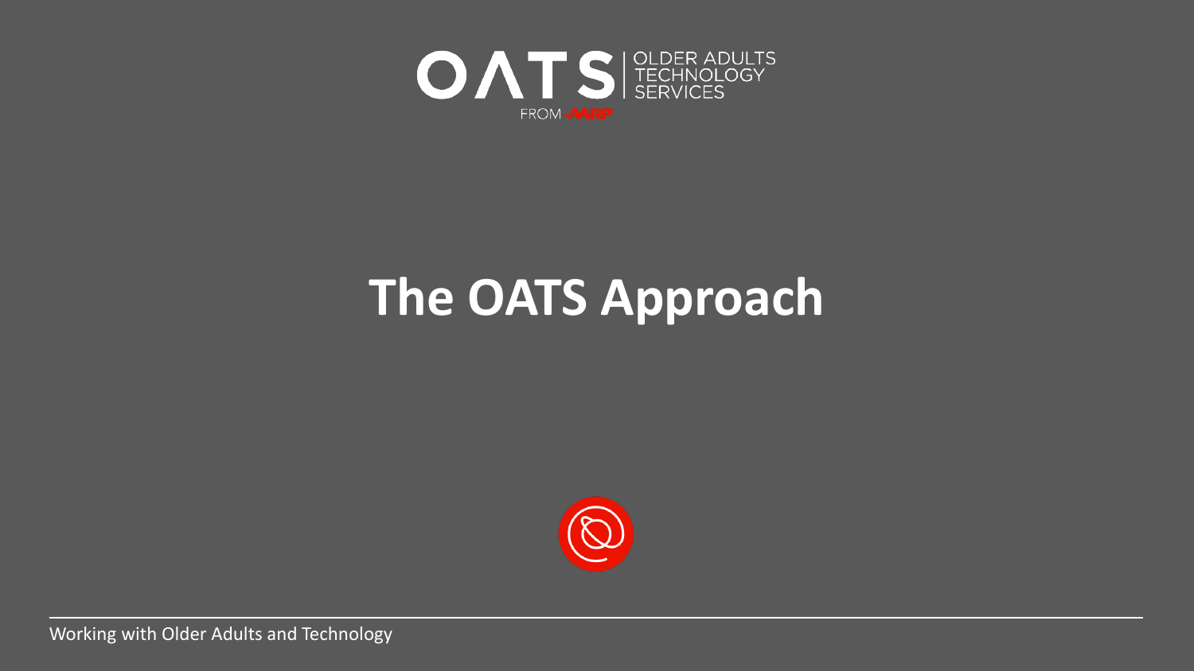OATS | OLDER ADULTS TECHNOLOGY SERVICES

FROM AARP

# The OATS Approach

Working with Older Adults and Technology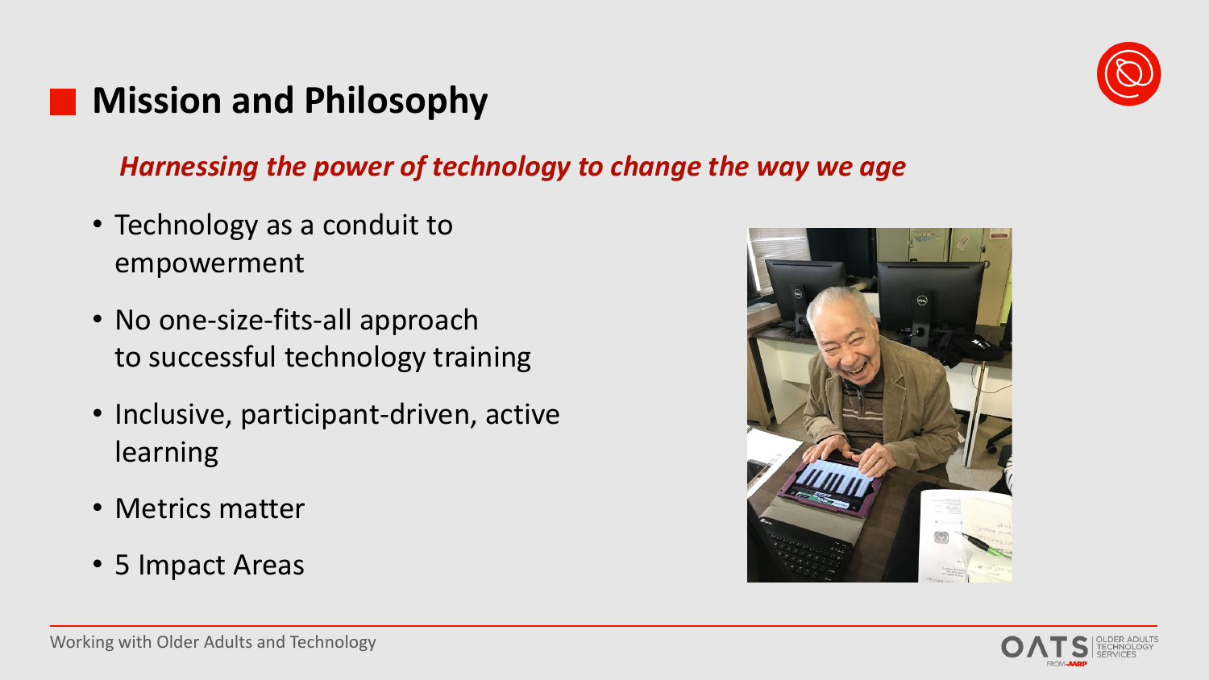## Mission and Philosophy

***Harnessing the power of technology to change the way we age***

- Technology as a conduit to empowerment
- No one-size-fits-all approach to successful technology training
- Inclusive, participant-driven, active learning
- Metrics matter
- 5 Impact Areas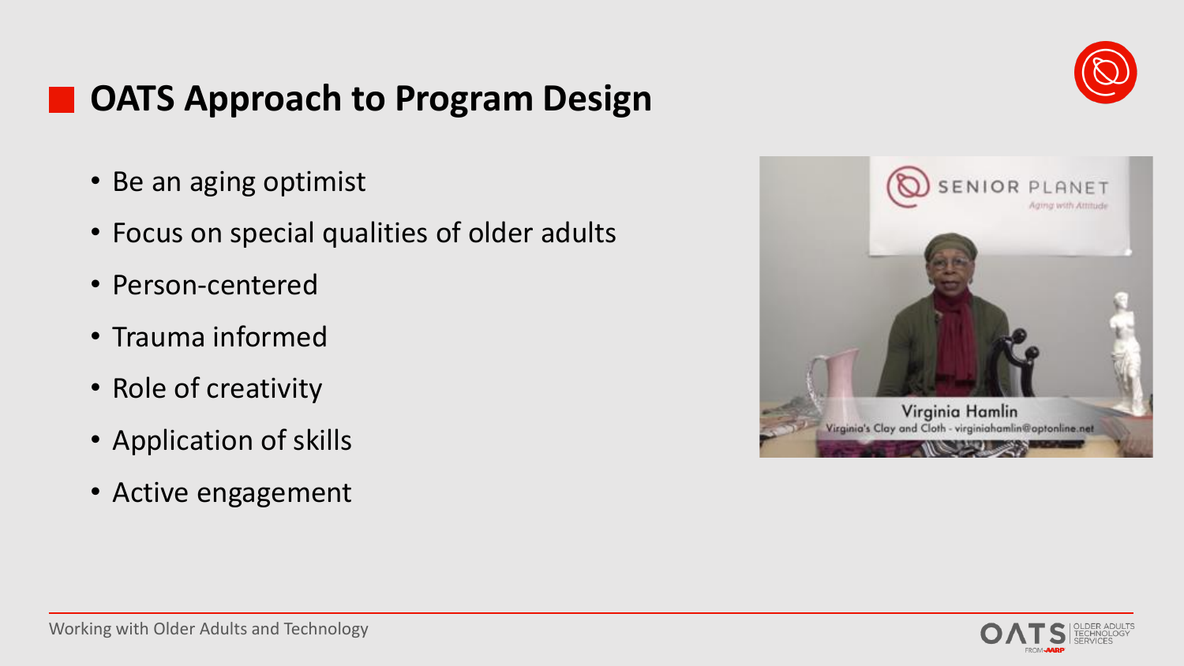# OATS Approach to Program Design

- Be an aging optimist
- Focus on special qualities of older adults
- Person-centered
- Trauma informed
- Role of creativity
- Application of skills
- Active engagement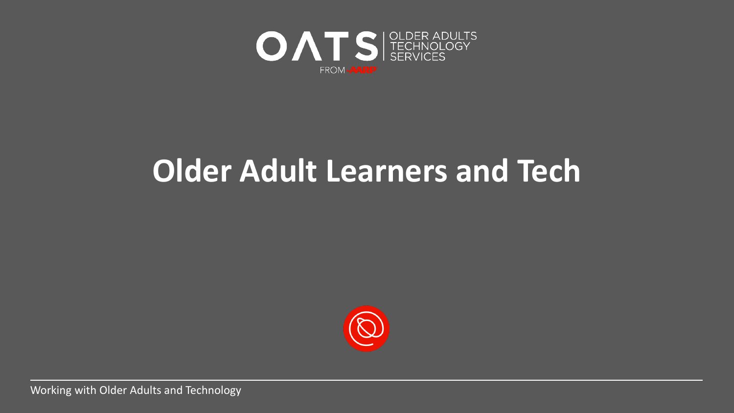OATS | OLDER ADULTS TECHNOLOGY SERVICES

FROM AARP

# Older Adult Learners and Tech

Working with Older Adults and Technology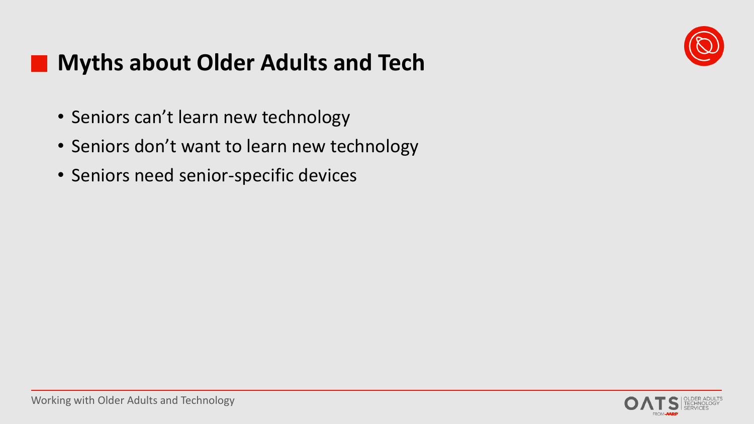## Myths about Older Adults and Tech

- Seniors can't learn new technology
- Seniors don't want to learn new technology
- Seniors need senior-specific devices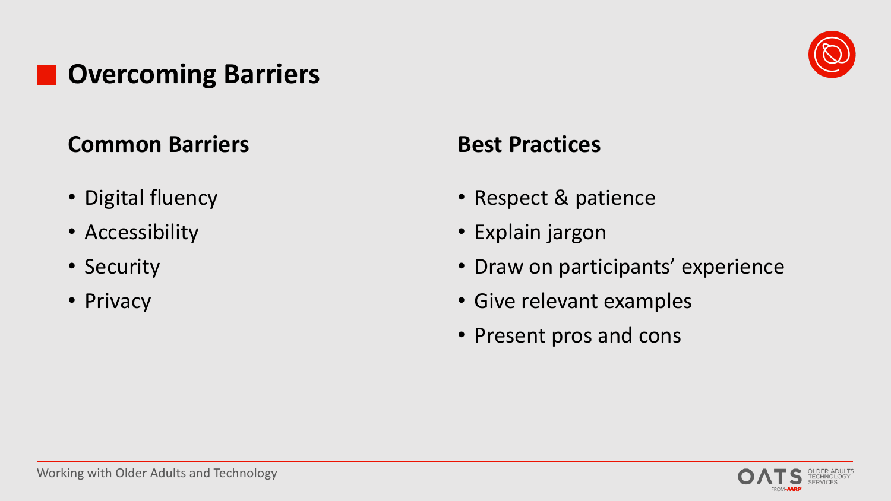# Overcoming Barriers

## Common Barriers

- Digital fluency
- Accessibility
- Security
- Privacy

## Best Practices

- Respect & patience
- Explain jargon
- Draw on participants' experience
- Give relevant examples
- Present pros and cons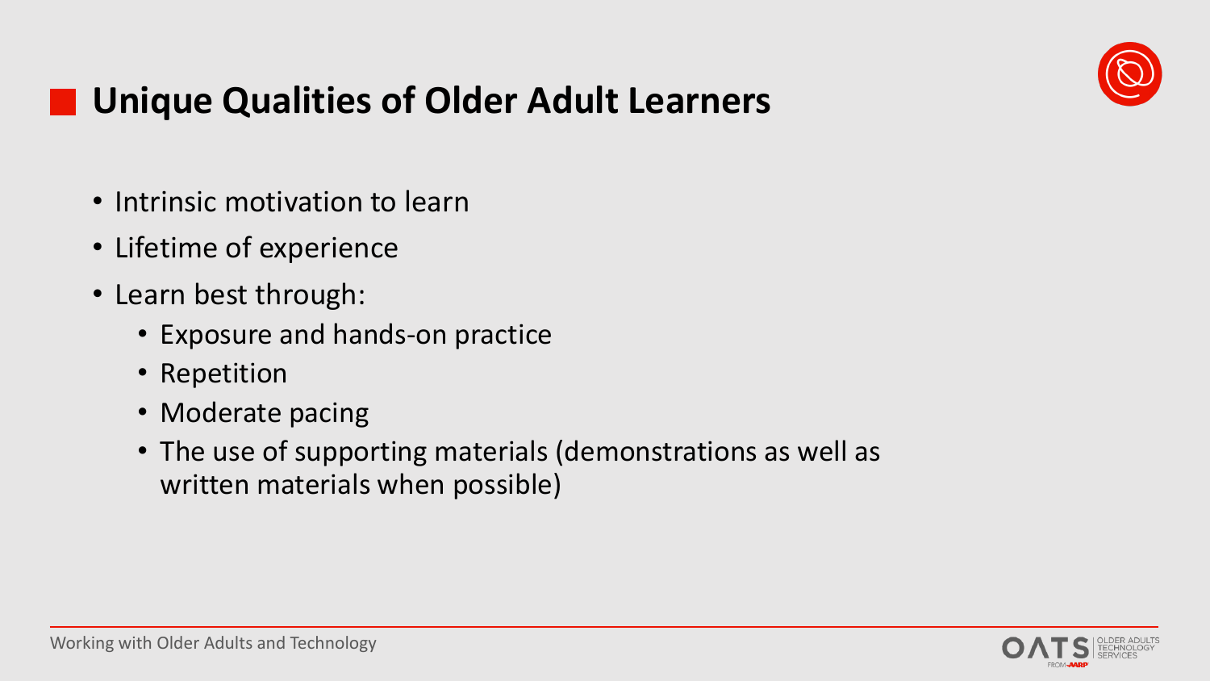## Unique Qualities of Older Adult Learners

- Intrinsic motivation to learn
- Lifetime of experience
- Learn best through:
  - Exposure and hands-on practice
  - Repetition
  - Moderate pacing
  - The use of supporting materials (demonstrations as well as written materials when possible)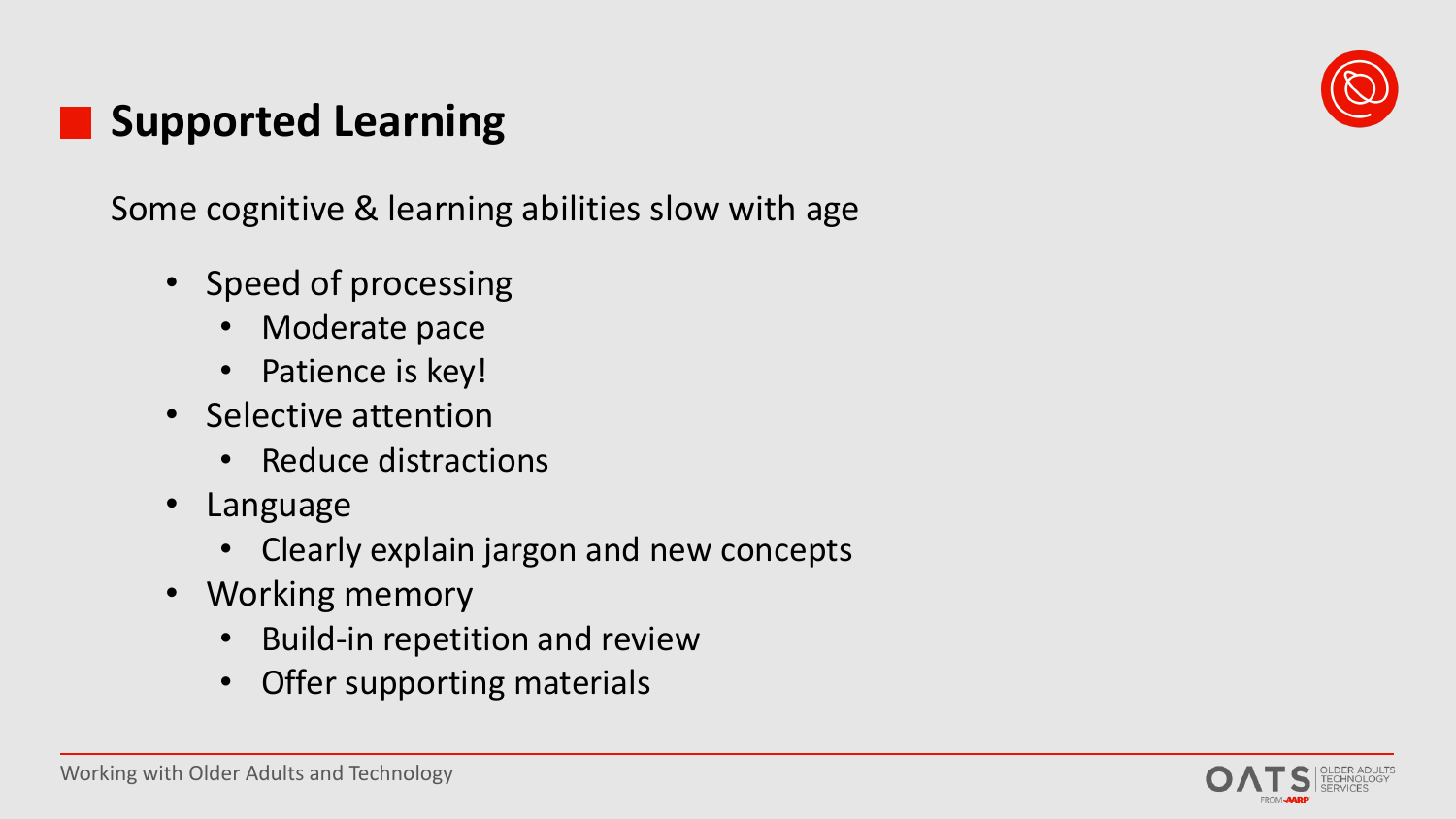## Supported Learning

Some cognitive & learning abilities slow with age

- Speed of processing
  - Moderate pace
  - Patience is key!
- Selective attention
  - Reduce distractions
- Language
  - Clearly explain jargon and new concepts
- Working memory
  - Build-in repetition and review
  - Offer supporting materials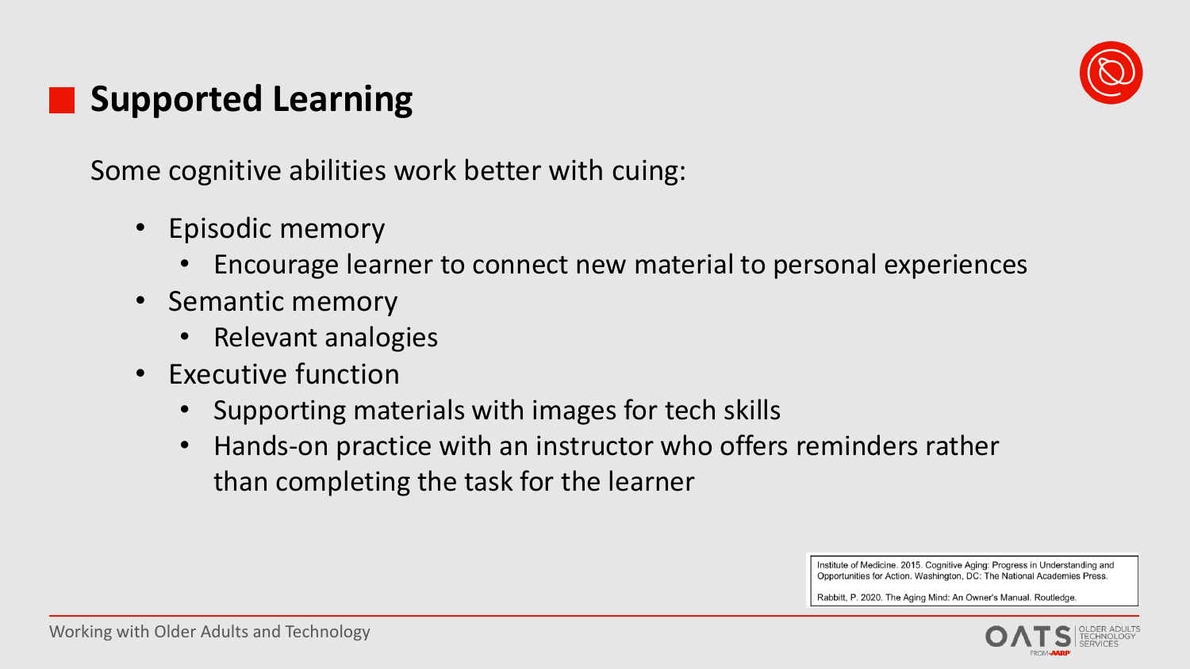## Supported Learning

Some cognitive abilities work better with cuing:

- Episodic memory
  - Encourage learner to connect new material to personal experiences
- Semantic memory
  - Relevant analogies
- Executive function
  - Supporting materials with images for tech skills
  - Hands-on practice with an instructor who offers reminders rather than completing the task for the learner

Institute of Medicine. 2015. Cognitive Aging: Progress in Understanding and Opportunities for Action. Washington, DC: The National Academies Press.

Rabbitt, P. 2020. The Aging Mind: An Owner's Manual. Routledge.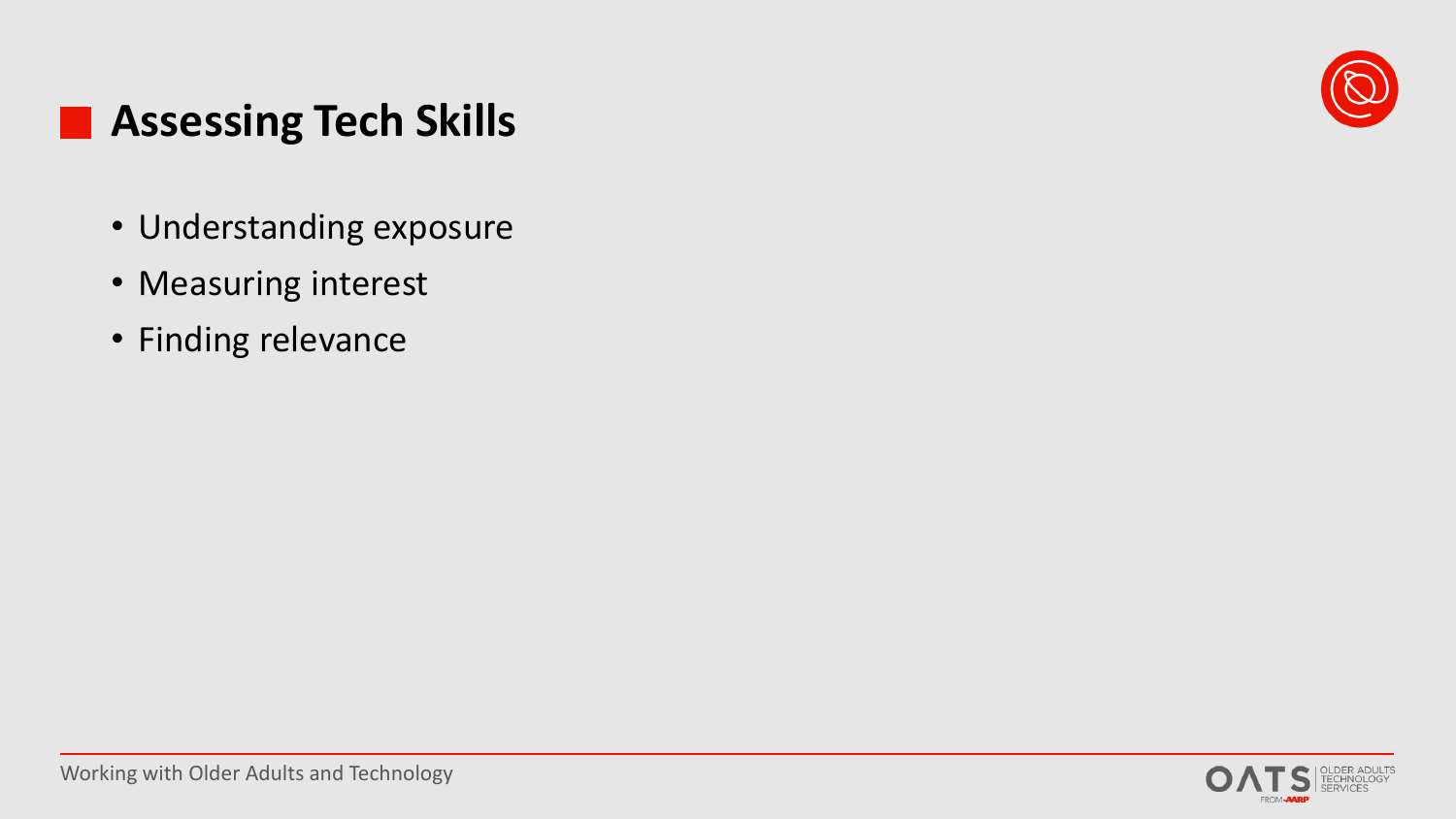## Assessing Tech Skills

- Understanding exposure
- Measuring interest
- Finding relevance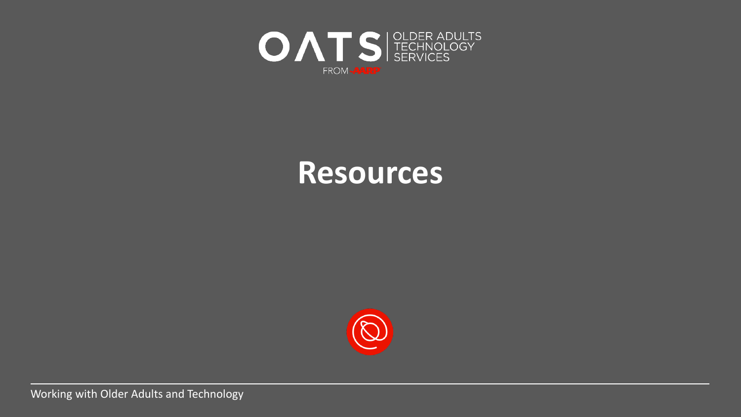OATS | OLDER ADULTS TECHNOLOGY SERVICES

FROM AARP

# Resources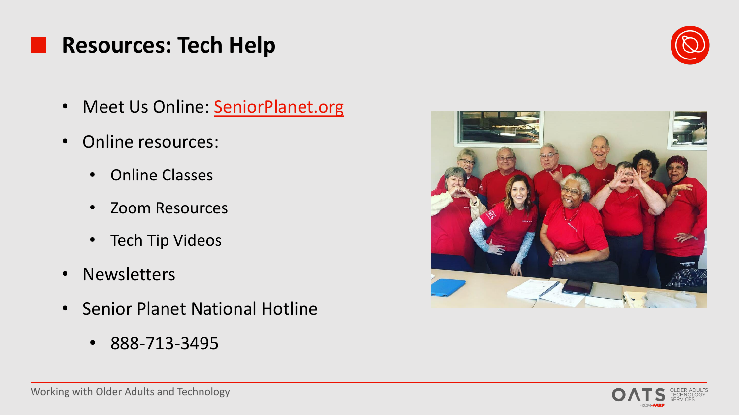# Resources: Tech Help

- Meet Us Online: [SeniorPlanet.org](SeniorPlanet.org)
- Online resources:
  - Online Classes
  - Zoom Resources
  - Tech Tip Videos
- Newsletters
- Senior Planet National Hotline
  - 888-713-3495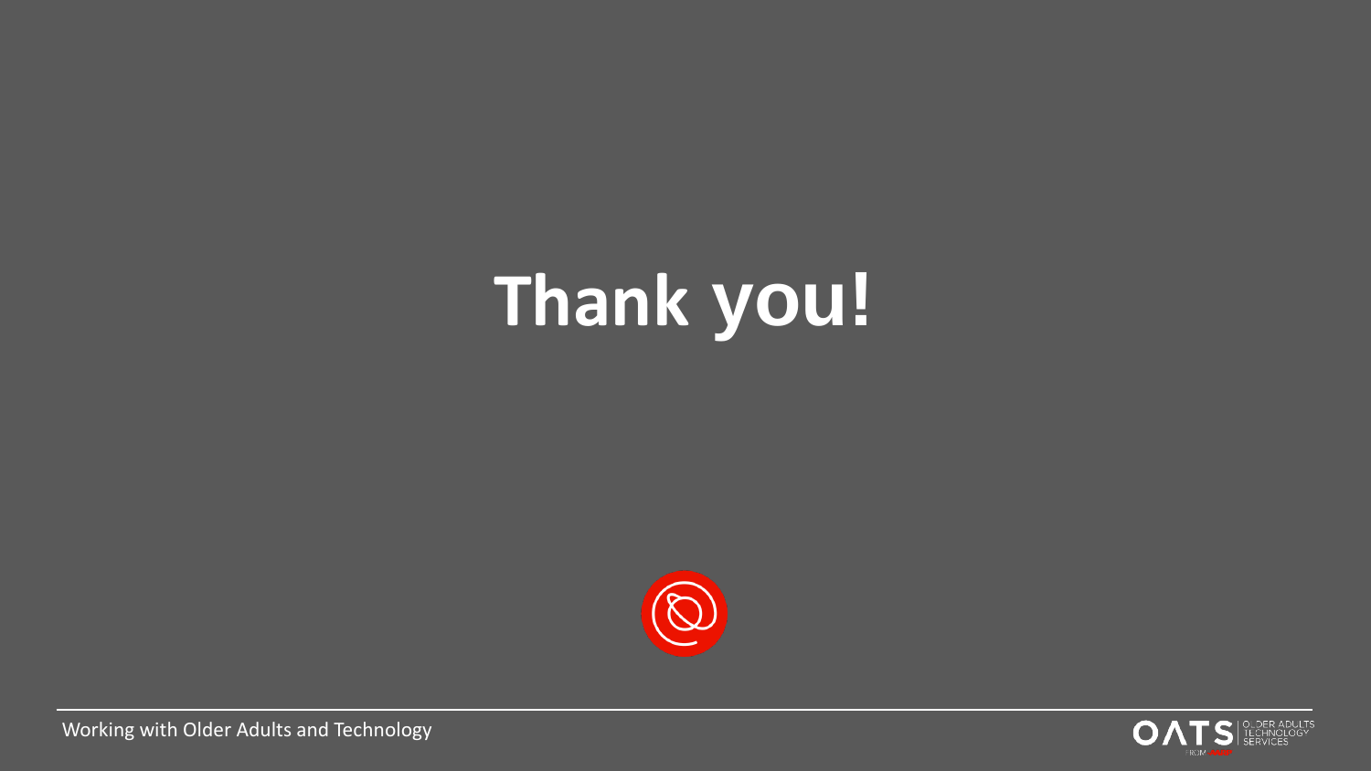# Thank you!